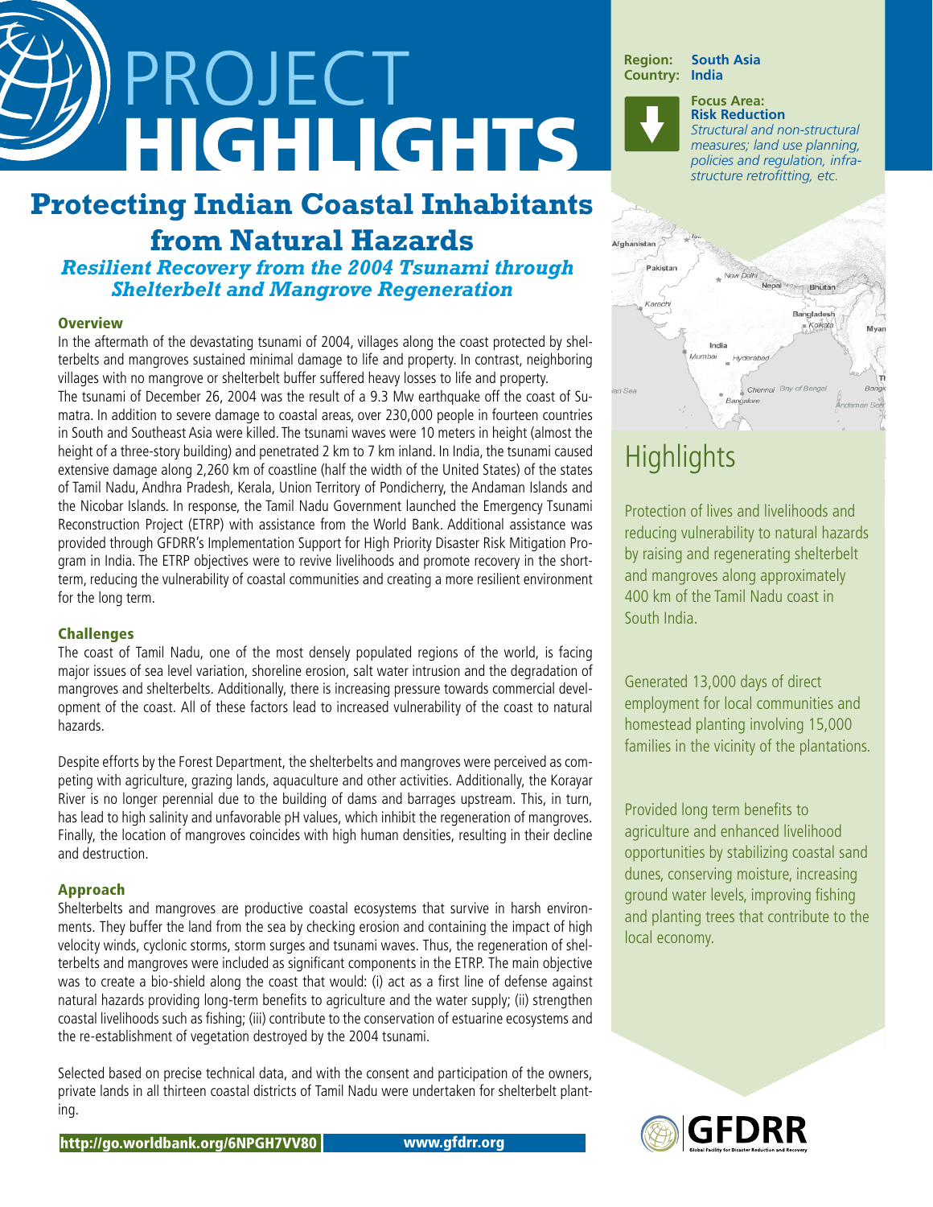# PROJECT HIGHLIGHTS

## Protecting Indian Coastal Inhabitants from Natural Hazards

### *Resilient Recovery from the 2004 Tsunami through Shelterbelt and Mangrove Regeneration*

**Region:** South Asia
**Country:** India

**Focus Area: Risk Reduction**
*Structural and non-structural measures; land use planning, policies and regulation, infrastructure retrofitting, etc.*

### Overview

In the aftermath of the devastating tsunami of 2004, villages along the coast protected by shelterbelts and mangroves sustained minimal damage to life and property. In contrast, neighboring villages with no mangrove or shelterbelt buffer suffered heavy losses to life and property.

The tsunami of December 26, 2004 was the result of a 9.3 Mw earthquake off the coast of Sumatra. In addition to severe damage to coastal areas, over 230,000 people in fourteen countries in South and Southeast Asia were killed. The tsunami waves were 10 meters in height (almost the height of a three-story building) and penetrated 2 km to 7 km inland. In India, the tsunami caused extensive damage along 2,260 km of coastline (half the width of the United States) of the states of Tamil Nadu, Andhra Pradesh, Kerala, Union Territory of Pondicherry, the Andaman Islands and the Nicobar Islands. In response, the Tamil Nadu Government launched the Emergency Tsunami Reconstruction Project (ETRP) with assistance from the World Bank. Additional assistance was provided through GFDRR's Implementation Support for High Priority Disaster Risk Mitigation Program in India. The ETRP objectives were to revive livelihoods and promote recovery in the short-term, reducing the vulnerability of coastal communities and creating a more resilient environment for the long term.

### Challenges

The coast of Tamil Nadu, one of the most densely populated regions of the world, is facing major issues of sea level variation, shoreline erosion, salt water intrusion and the degradation of mangroves and shelterbelts. Additionally, there is increasing pressure towards commercial development of the coast. All of these factors lead to increased vulnerability of the coast to natural hazards.

Despite efforts by the Forest Department, the shelterbelts and mangroves were perceived as competing with agriculture, grazing lands, aquaculture and other activities. Additionally, the Korayar River is no longer perennial due to the building of dams and barrages upstream. This, in turn, has lead to high salinity and unfavorable pH values, which inhibit the regeneration of mangroves. Finally, the location of mangroves coincides with high human densities, resulting in their decline and destruction.

### Approach

Shelterbelts and mangroves are productive coastal ecosystems that survive in harsh environments. They buffer the land from the sea by checking erosion and containing the impact of high velocity winds, cyclonic storms, storm surges and tsunami waves. Thus, the regeneration of shelterbelts and mangroves were included as significant components in the ETRP. The main objective was to create a bio-shield along the coast that would: (i) act as a first line of defense against natural hazards providing long-term benefits to agriculture and the water supply; (ii) strengthen coastal livelihoods such as fishing; (iii) contribute to the conservation of estuarine ecosystems and the re-establishment of vegetation destroyed by the 2004 tsunami.

Selected based on precise technical data, and with the consent and participation of the owners, private lands in all thirteen coastal districts of Tamil Nadu were undertaken for shelterbelt planting.

## Highlights

Protection of lives and livelihoods and reducing vulnerability to natural hazards by raising and regenerating shelterbelt and mangroves along approximately 400 km of the Tamil Nadu coast in South India.

Generated 13,000 days of direct employment for local communities and homestead planting involving 15,000 families in the vicinity of the plantations.

Provided long term benefits to agriculture and enhanced livelihood opportunities by stabilizing coastal sand dunes, conserving moisture, increasing ground water levels, improving fishing and planting trees that contribute to the local economy.

http://go.worldbank.org/6NPGH7VV80 www.gfdrr.org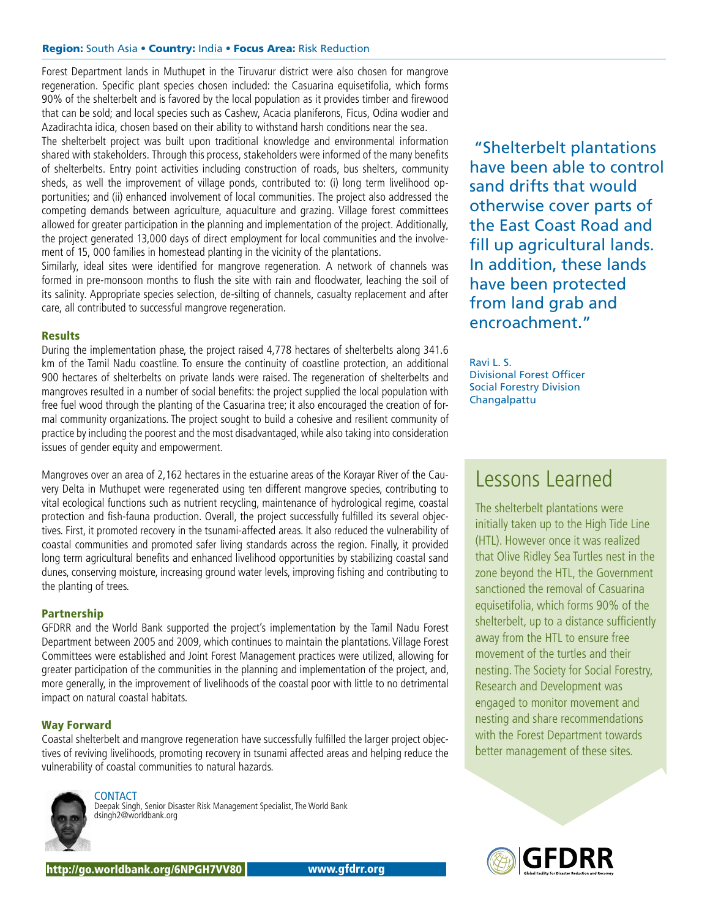**Region:** South Asia • **Country:** India • **Focus Area:** Risk Reduction

Forest Department lands in Muthupet in the Tiruvarur district were also chosen for mangrove regeneration. Specific plant species chosen included: the Casuarina equisetifolia, which forms 90% of the shelterbelt and is favored by the local population as it provides timber and firewood that can be sold; and local species such as Cashew, Acacia planiferons, Ficus, Odina wodier and Azadirachta idica, chosen based on their ability to withstand harsh conditions near the sea.

The shelterbelt project was built upon traditional knowledge and environmental information shared with stakeholders. Through this process, stakeholders were informed of the many benefits of shelterbelts. Entry point activities including construction of roads, bus shelters, community sheds, as well the improvement of village ponds, contributed to: (i) long term livelihood opportunities; and (ii) enhanced involvement of local communities. The project also addressed the competing demands between agriculture, aquaculture and grazing. Village forest committees allowed for greater participation in the planning and implementation of the project. Additionally, the project generated 13,000 days of direct employment for local communities and the involvement of 15, 000 families in homestead planting in the vicinity of the plantations.

Similarly, ideal sites were identified for mangrove regeneration. A network of channels was formed in pre-monsoon months to flush the site with rain and floodwater, leaching the soil of its salinity. Appropriate species selection, de-silting of channels, casualty replacement and after care, all contributed to successful mangrove regeneration.

## Results

During the implementation phase, the project raised 4,778 hectares of shelterbelts along 341.6 km of the Tamil Nadu coastline. To ensure the continuity of coastline protection, an additional 900 hectares of shelterbelts on private lands were raised. The regeneration of shelterbelts and mangroves resulted in a number of social benefits: the project supplied the local population with free fuel wood through the planting of the Casuarina tree; it also encouraged the creation of formal community organizations. The project sought to build a cohesive and resilient community of practice by including the poorest and the most disadvantaged, while also taking into consideration issues of gender equity and empowerment.

Mangroves over an area of 2,162 hectares in the estuarine areas of the Korayar River of the Cauvery Delta in Muthupet were regenerated using ten different mangrove species, contributing to vital ecological functions such as nutrient recycling, maintenance of hydrological regime, coastal protection and fish-fauna production. Overall, the project successfully fulfilled its several objectives. First, it promoted recovery in the tsunami-affected areas. It also reduced the vulnerability of coastal communities and promoted safer living standards across the region. Finally, it provided long term agricultural benefits and enhanced livelihood opportunities by stabilizing coastal sand dunes, conserving moisture, increasing ground water levels, improving fishing and contributing to the planting of trees.

## Partnership

GFDRR and the World Bank supported the project's implementation by the Tamil Nadu Forest Department between 2005 and 2009, which continues to maintain the plantations. Village Forest Committees were established and Joint Forest Management practices were utilized, allowing for greater participation of the communities in the planning and implementation of the project, and, more generally, in the improvement of livelihoods of the coastal poor with little to no detrimental impact on natural coastal habitats.

## Way Forward

Coastal shelterbelt and mangrove regeneration have successfully fulfilled the larger project objectives of reviving livelihoods, promoting recovery in tsunami affected areas and helping reduce the vulnerability of coastal communities to natural hazards.

"Shelterbelt plantations have been able to control sand drifts that would otherwise cover parts of the East Coast Road and fill up agricultural lands. In addition, these lands have been protected from land grab and encroachment."

Ravi L. S.
Divisional Forest Officer
Social Forestry Division
Changalpattu

## Lessons Learned

The shelterbelt plantations were initially taken up to the High Tide Line (HTL). However once it was realized that Olive Ridley Sea Turtles nest in the zone beyond the HTL, the Government sanctioned the removal of Casuarina equisetifolia, which forms 90% of the shelterbelt, up to a distance sufficiently away from the HTL to ensure free movement of the turtles and their nesting. The Society for Social Forestry, Research and Development was engaged to monitor movement and nesting and share recommendations with the Forest Department towards better management of these sites.

CONTACT
Deepak Singh, Senior Disaster Risk Management Specialist, The World Bank
dsingh2@worldbank.org

http://go.worldbank.org/6NPGH7VV80 www.gfdrr.org

GFDRR
Global Facility for Disaster Reduction and Recovery